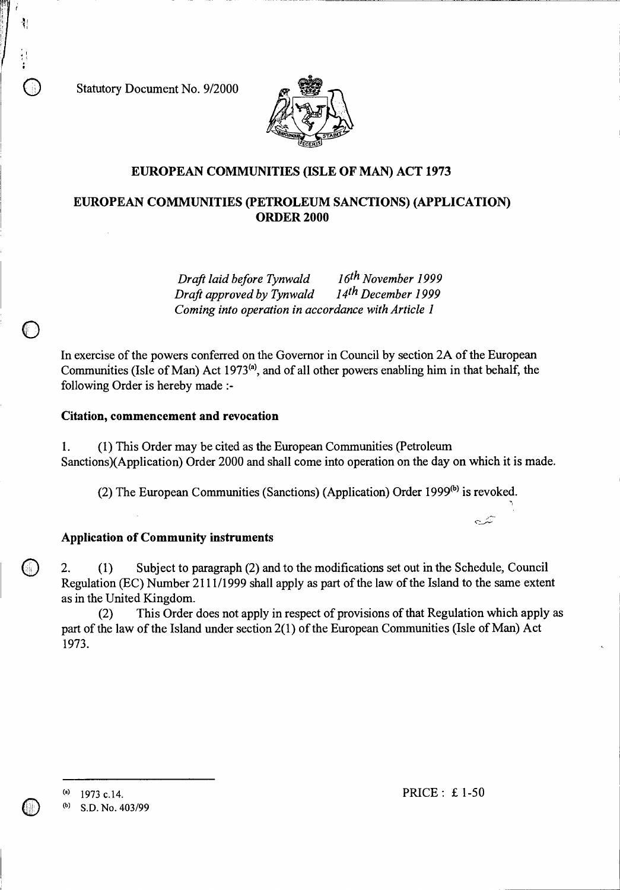Statutory Document No. 9/2000

# EUROPEAN COMMUNITIES (ISLE OF MAN) ACT 1973

## EUROPEAN COMMUNITIES (PETROLEUM SANCTIONS) (APPLICATION) ORDER 2000

*Draft laid before Tynwald 16th November 1999*
*Draft approved by Tynwald 14th December 1999*
*Coming into operation in accordance with Article 1*

In exercise of the powers conferred on the Governor in Council by section 2A of the European Communities (Isle of Man) Act 1973[(a)], and of all other powers enabling him in that behalf, the following Order is hereby made :-

### Citation, commencement and revocation

1. (1) This Order may be cited as the European Communities (Petroleum Sanctions)(Application) Order 2000 and shall come into operation on the day on which it is made.

(2) The European Communities (Sanctions) (Application) Order 1999[(b)] is revoked.

### Application of Community instruments

2. (1) Subject to paragraph (2) and to the modifications set out in the Schedule, Council Regulation (EC) Number 2111/1999 shall apply as part of the law of the Island to the same extent as in the United Kingdom.

(2) This Order does not apply in respect of provisions of that Regulation which apply as part of the law of the Island under section 2(1) of the European Communities (Isle of Man) Act 1973.

---

(a) 1973 c.14.
(b) S.D. No. 403/99

PRICE : £ 1-50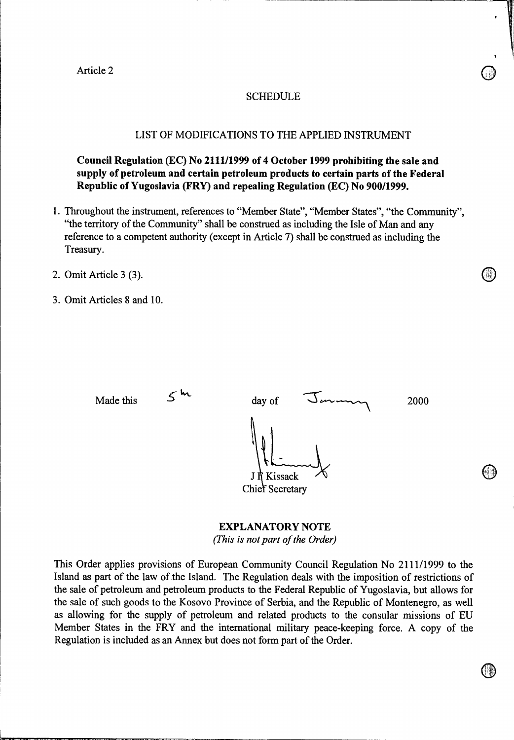Article 2

## SCHEDULE

### LIST OF MODIFICATIONS TO THE APPLIED INSTRUMENT

**Council Regulation (EC) No 2111/1999 of 4 October 1999 prohibiting the sale and supply of petroleum and certain petroleum products to certain parts of the Federal Republic of Yugoslavia (FRY) and repealing Regulation (EC) No 900/1999.**

1. Throughout the instrument, references to "Member State", "Member States", "the Community", "the territory of the Community" shall be construed as including the Isle of Man and any reference to a competent authority (except in Article 7) shall be construed as including the Treasury.
2. Omit Article 3 (3).
3. Omit Articles 8 and 10.

Made this 5th day of January 2000

J F Kissack
Chief Secretary

## EXPLANATORY NOTE

*(This is not part of the Order)*

This Order applies provisions of European Community Council Regulation No 2111/1999 to the Island as part of the law of the Island. The Regulation deals with the imposition of restrictions of the sale of petroleum and petroleum products to the Federal Republic of Yugoslavia, but allows for the sale of such goods to the Kosovo Province of Serbia, and the Republic of Montenegro, as well as allowing for the supply of petroleum and related products to the consular missions of EU Member States in the FRY and the international military peace-keeping force. A copy of the Regulation is included as an Annex but does not form part of the Order.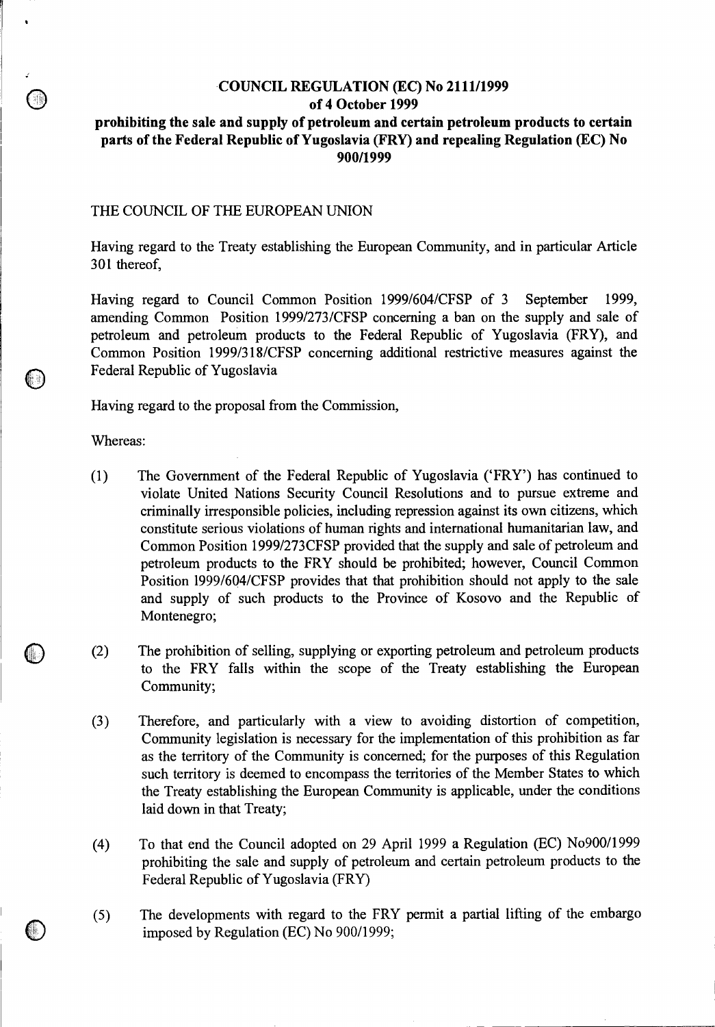**COUNCIL REGULATION (EC) No 2111/1999**
**of 4 October 1999**
**prohibiting the sale and supply of petroleum and certain petroleum products to certain parts of the Federal Republic of Yugoslavia (FRY) and repealing Regulation (EC) No 900/1999**

THE COUNCIL OF THE EUROPEAN UNION

Having regard to the Treaty establishing the European Community, and in particular Article 301 thereof,

Having regard to Council Common Position 1999/604/CFSP of 3 September 1999, amending Common Position 1999/273/CFSP concerning a ban on the supply and sale of petroleum and petroleum products to the Federal Republic of Yugoslavia (FRY), and Common Position 1999/318/CFSP concerning additional restrictive measures against the Federal Republic of Yugoslavia

Having regard to the proposal from the Commission,

Whereas:

(1) The Government of the Federal Republic of Yugoslavia ('FRY') has continued to violate United Nations Security Council Resolutions and to pursue extreme and criminally irresponsible policies, including repression against its own citizens, which constitute serious violations of human rights and international humanitarian law, and Common Position 1999/273CFSP provided that the supply and sale of petroleum and petroleum products to the FRY should be prohibited; however, Council Common Position 1999/604/CFSP provides that that prohibition should not apply to the sale and supply of such products to the Province of Kosovo and the Republic of Montenegro;

(2) The prohibition of selling, supplying or exporting petroleum and petroleum products to the FRY falls within the scope of the Treaty establishing the European Community;

(3) Therefore, and particularly with a view to avoiding distortion of competition, Community legislation is necessary for the implementation of this prohibition as far as the territory of the Community is concerned; for the purposes of this Regulation such territory is deemed to encompass the territories of the Member States to which the Treaty establishing the European Community is applicable, under the conditions laid down in that Treaty;

(4) To that end the Council adopted on 29 April 1999 a Regulation (EC) No900/1999 prohibiting the sale and supply of petroleum and certain petroleum products to the Federal Republic of Yugoslavia (FRY)

(5) The developments with regard to the FRY permit a partial lifting of the embargo imposed by Regulation (EC) No 900/1999;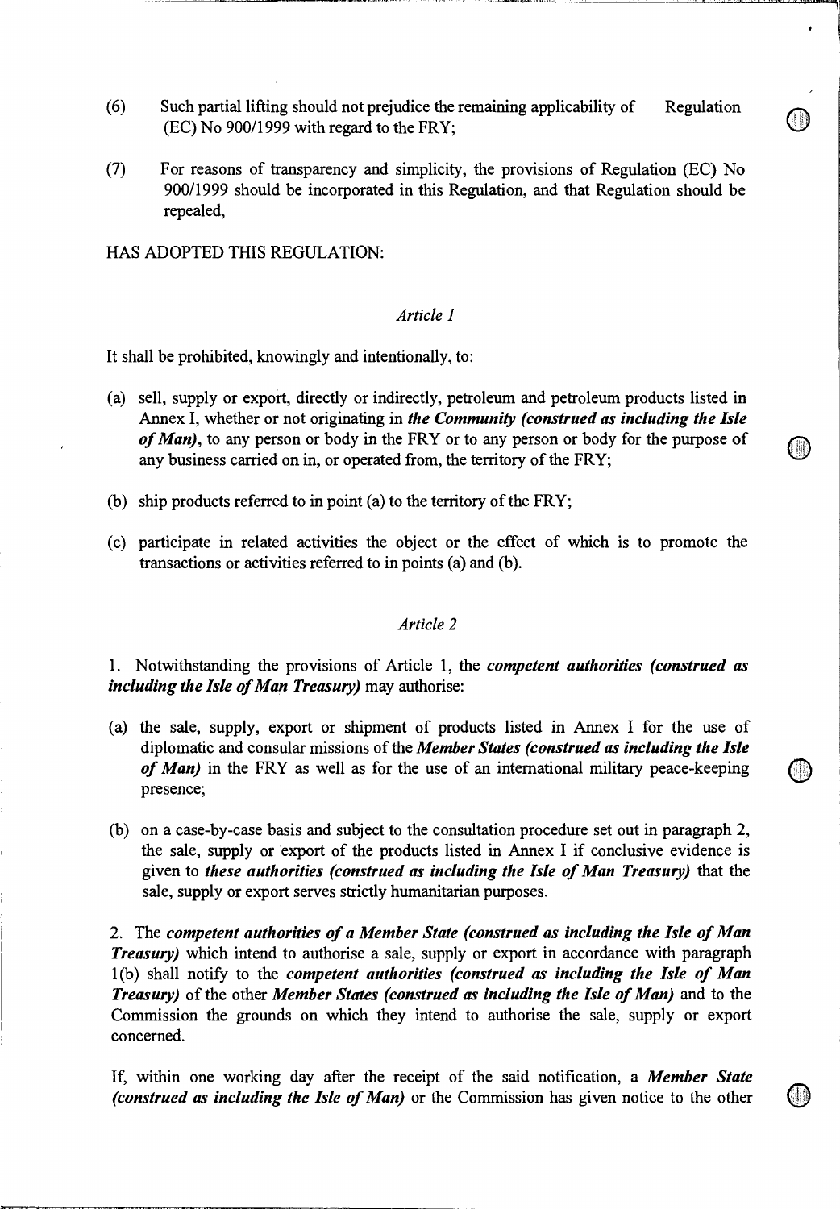(6) Such partial lifting should not prejudice the remaining applicability of Regulation (EC) No 900/1999 with regard to the FRY;

(7) For reasons of transparency and simplicity, the provisions of Regulation (EC) No 900/1999 should be incorporated in this Regulation, and that Regulation should be repealed,

HAS ADOPTED THIS REGULATION:

*Article 1*

It shall be prohibited, knowingly and intentionally, to:

(a) sell, supply or export, directly or indirectly, petroleum and petroleum products listed in Annex I, whether or not originating in ***the Community (construed as including the Isle of Man)***, to any person or body in the FRY or to any person or body for the purpose of any business carried on in, or operated from, the territory of the FRY;

(b) ship products referred to in point (a) to the territory of the FRY;

(c) participate in related activities the object or the effect of which is to promote the transactions or activities referred to in points (a) and (b).

*Article 2*

1. Notwithstanding the provisions of Article 1, the ***competent authorities (construed as including the Isle of Man Treasury)*** may authorise:

(a) the sale, supply, export or shipment of products listed in Annex I for the use of diplomatic and consular missions of the ***Member States (construed as including the Isle of Man)*** in the FRY as well as for the use of an international military peace-keeping presence;

(b) on a case-by-case basis and subject to the consultation procedure set out in paragraph 2, the sale, supply or export of the products listed in Annex I if conclusive evidence is given to ***these authorities (construed as including the Isle of Man Treasury)*** that the sale, supply or export serves strictly humanitarian purposes.

2. The ***competent authorities of a Member State (construed as including the Isle of Man Treasury)*** which intend to authorise a sale, supply or export in accordance with paragraph 1(b) shall notify to the ***competent authorities (construed as including the Isle of Man Treasury)*** of the other ***Member States (construed as including the Isle of Man)*** and to the Commission the grounds on which they intend to authorise the sale, supply or export concerned.

If, within one working day after the receipt of the said notification, a ***Member State (construed as including the Isle of Man)*** or the Commission has given notice to the other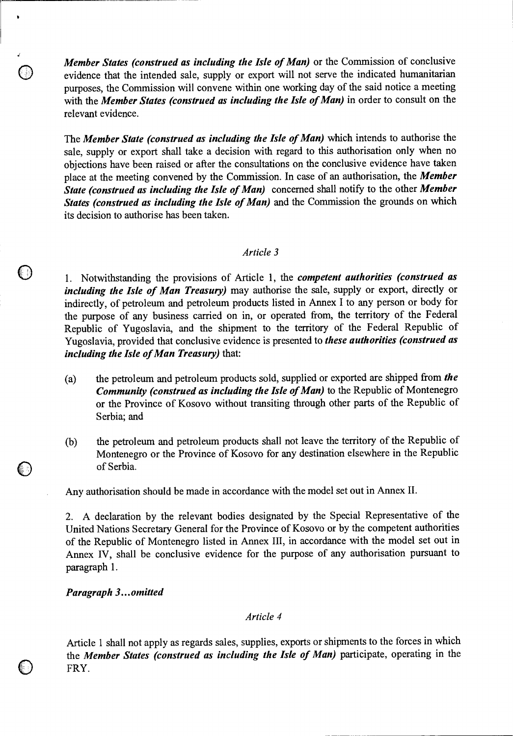*Member States (construed as including the Isle of Man)* or the Commission of conclusive evidence that the intended sale, supply or export will not serve the indicated humanitarian purposes, the Commission will convene within one working day of the said notice a meeting with the *Member States (construed as including the Isle of Man)* in order to consult on the relevant evidence.

The *Member State (construed as including the Isle of Man)* which intends to authorise the sale, supply or export shall take a decision with regard to this authorisation only when no objections have been raised or after the consultations on the conclusive evidence have taken place at the meeting convened by the Commission. In case of an authorisation, the ***Member State (construed as including the Isle of Man)*** concerned shall notify to the other ***Member States (construed as including the Isle of Man)*** and the Commission the grounds on which its decision to authorise has been taken.

*Article 3*

1. Notwithstanding the provisions of Article 1, the ***competent authorities (construed as including the Isle of Man Treasury)*** may authorise the sale, supply or export, directly or indirectly, of petroleum and petroleum products listed in Annex I to any person or body for the purpose of any business carried on in, or operated from, the territory of the Federal Republic of Yugoslavia, and the shipment to the territory of the Federal Republic of Yugoslavia, provided that conclusive evidence is presented to ***these authorities (construed as including the Isle of Man Treasury)*** that:

(a) the petroleum and petroleum products sold, supplied or exported are shipped from ***the Community (construed as including the Isle of Man)*** to the Republic of Montenegro or the Province of Kosovo without transiting through other parts of the Republic of Serbia; and

(b) the petroleum and petroleum products shall not leave the territory of the Republic of Montenegro or the Province of Kosovo for any destination elsewhere in the Republic of Serbia.

Any authorisation should be made in accordance with the model set out in Annex II.

2. A declaration by the relevant bodies designated by the Special Representative of the United Nations Secretary General for the Province of Kosovo or by the competent authorities of the Republic of Montenegro listed in Annex III, in accordance with the model set out in Annex IV, shall be conclusive evidence for the purpose of any authorisation pursuant to paragraph 1.

***Paragraph 3...omitted***

*Article 4*

Article 1 shall not apply as regards sales, supplies, exports or shipments to the forces in which the *Member States (construed as including the Isle of Man)* participate, operating in the FRY.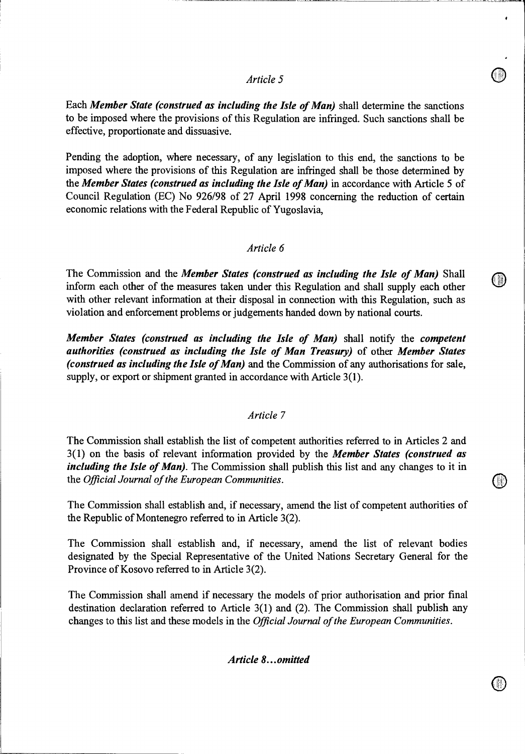*Article 5*

Each ***Member State (construed as including the Isle of Man)*** shall determine the sanctions to be imposed where the provisions of this Regulation are infringed. Such sanctions shall be effective, proportionate and dissuasive.

Pending the adoption, where necessary, of any legislation to this end, the sanctions to be imposed where the provisions of this Regulation are infringed shall be those determined by the ***Member States (construed as including the Isle of Man)*** in accordance with Article 5 of Council Regulation (EC) No 926/98 of 27 April 1998 concerning the reduction of certain economic relations with the Federal Republic of Yugoslavia,

*Article 6*

The Commission and the ***Member States (construed as including the Isle of Man)*** Shall inform each other of the measures taken under this Regulation and shall supply each other with other relevant information at their disposal in connection with this Regulation, such as violation and enforcement problems or judgements handed down by national courts.

***Member States (construed as including the Isle of Man)*** shall notify the ***competent authorities (construed as including the Isle of Man Treasury)*** of other ***Member States (construed as including the Isle of Man)*** and the Commission of any authorisations for sale, supply, or export or shipment granted in accordance with Article 3(1).

*Article 7*

The Commission shall establish the list of competent authorities referred to in Articles 2 and 3(1) on the basis of relevant information provided by the ***Member States (construed as including the Isle of Man)***. The Commission shall publish this list and any changes to it in the *Official Journal of the European Communities*.

The Commission shall establish and, if necessary, amend the list of competent authorities of the Republic of Montenegro referred to in Article 3(2).

The Commission shall establish and, if necessary, amend the list of relevant bodies designated by the Special Representative of the United Nations Secretary General for the Province of Kosovo referred to in Article 3(2).

The Commission shall amend if necessary the models of prior authorisation and prior final destination declaration referred to Article 3(1) and (2). The Commission shall publish any changes to this list and these models in the *Official Journal of the European Communities*.

***Article 8...omitted***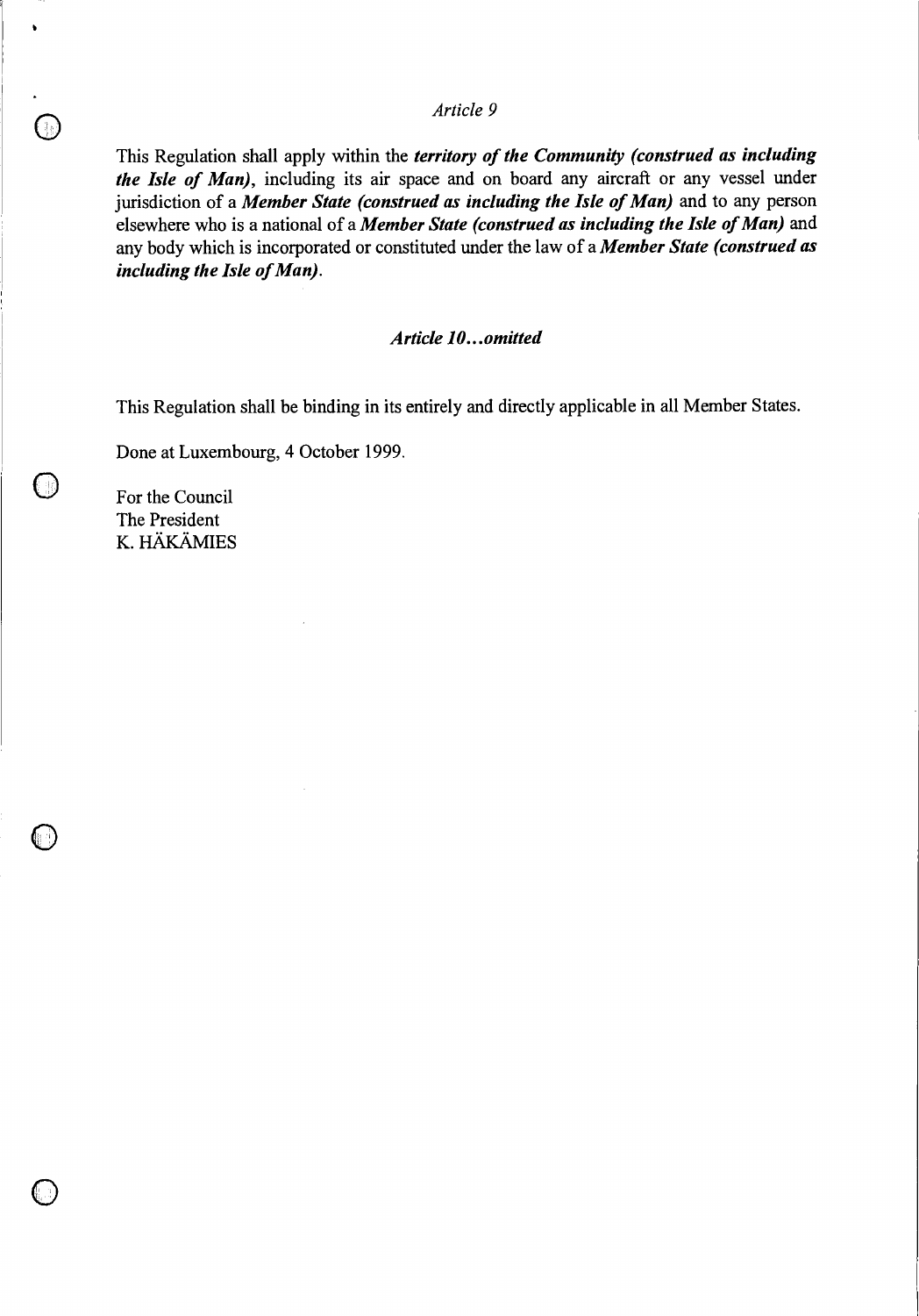*Article 9*

This Regulation shall apply within the ***territory of the Community (construed as including the Isle of Man)***, including its air space and on board any aircraft or any vessel under jurisdiction of a ***Member State (construed as including the Isle of Man)*** and to any person elsewhere who is a national of a ***Member State (construed as including the Isle of Man)*** and any body which is incorporated or constituted under the law of a ***Member State (construed as including the Isle of Man)***.

***Article 10…omitted***

This Regulation shall be binding in its entirely and directly applicable in all Member States.

Done at Luxembourg, 4 October 1999.

For the Council
The President
K. HÄKÄMIES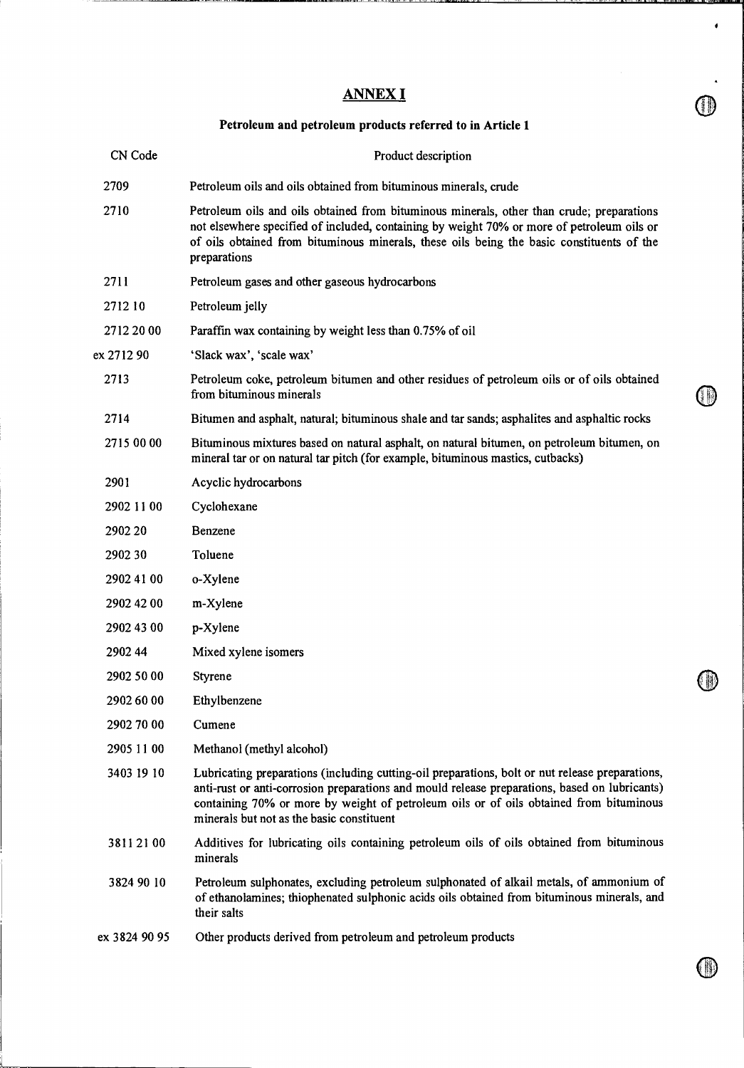# ANNEX I

## Petroleum and petroleum products referred to in Article 1

| CN Code | Product description |
|---|---|
| 2709 | Petroleum oils and oils obtained from bituminous minerals, crude |
| 2710 | Petroleum oils and oils obtained from bituminous minerals, other than crude; preparations not elsewhere specified of included, containing by weight 70% or more of petroleum oils or of oils obtained from bituminous minerals, these oils being the basic constituents of the preparations |
| 2711 | Petroleum gases and other gaseous hydrocarbons |
| 2712 10 | Petroleum jelly |
| 2712 20 00 | Paraffin wax containing by weight less than 0.75% of oil |
| ex 2712 90 | 'Slack wax', 'scale wax' |
| 2713 | Petroleum coke, petroleum bitumen and other residues of petroleum oils or of oils obtained from bituminous minerals |
| 2714 | Bitumen and asphalt, natural; bituminous shale and tar sands; asphalites and asphaltic rocks |
| 2715 00 00 | Bituminous mixtures based on natural asphalt, on natural bitumen, on petroleum bitumen, on mineral tar or on natural tar pitch (for example, bituminous mastics, cutbacks) |
| 2901 | Acyclic hydrocarbons |
| 2902 11 00 | Cyclohexane |
| 2902 20 | Benzene |
| 2902 30 | Toluene |
| 2902 41 00 | o-Xylene |
| 2902 42 00 | m-Xylene |
| 2902 43 00 | p-Xylene |
| 2902 44 | Mixed xylene isomers |
| 2902 50 00 | Styrene |
| 2902 60 00 | Ethylbenzene |
| 2902 70 00 | Cumene |
| 2905 11 00 | Methanol (methyl alcohol) |
| 3403 19 10 | Lubricating preparations (including cutting-oil preparations, bolt or nut release preparations, anti-rust or anti-corrosion preparations and mould release preparations, based on lubricants) containing 70% or more by weight of petroleum oils or of oils obtained from bituminous minerals but not as the basic constituent |
| 3811 21 00 | Additives for lubricating oils containing petroleum oils of oils obtained from bituminous minerals |
| 3824 90 10 | Petroleum sulphonates, excluding petroleum sulphonated of alkail metals, of ammonium of of ethanolamines; thiophenated sulphonic acids oils obtained from bituminous minerals, and their salts |
| ex 3824 90 95 | Other products derived from petroleum and petroleum products |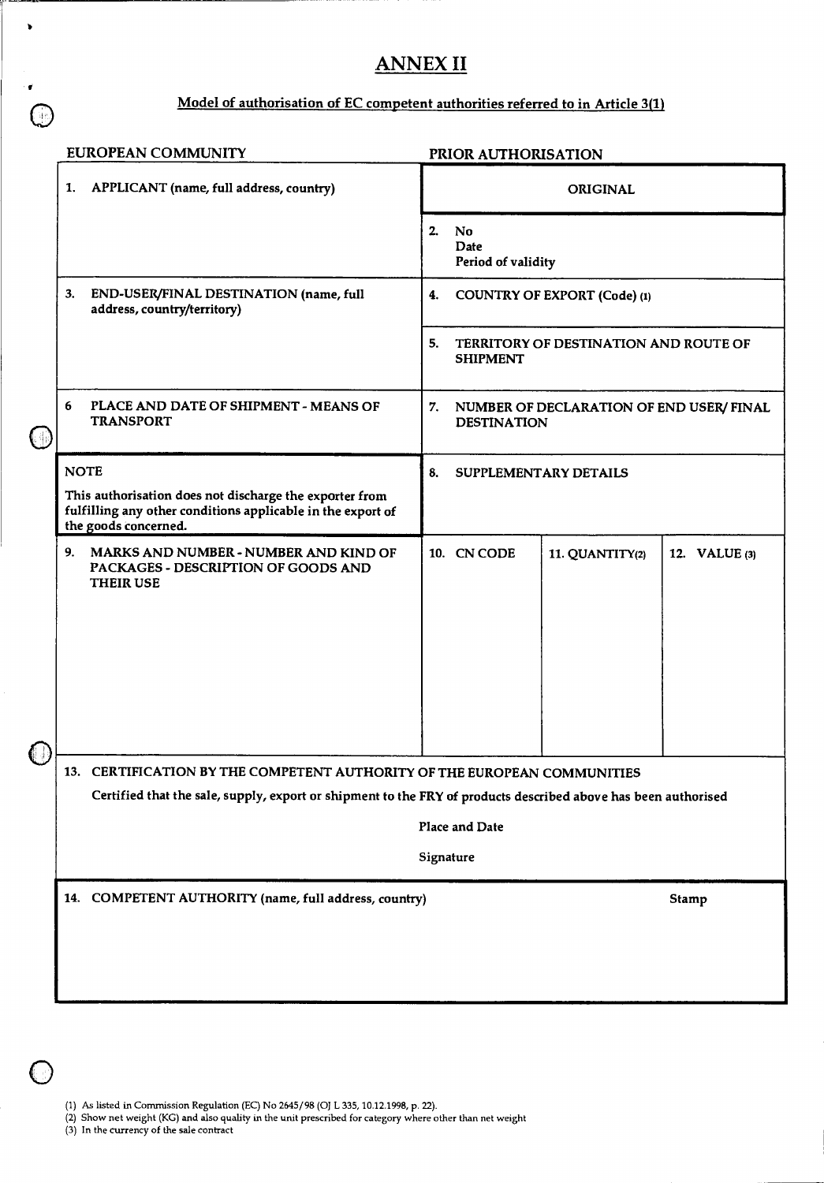# ANNEX II

## Model of authorisation of EC competent authorities referred to in Article 3(1)

| EUROPEAN COMMUNITY | | | PRIOR AUTHORISATION |
|---|---|---|---|
| 1. APPLICANT (name, full address, country) | ORIGINAL | | |
| | 2. No<br>Date<br>Period of validity | | |
| 3. END-USER/FINAL DESTINATION (name, full address, country/territory) | 4. COUNTRY OF EXPORT (Code) (1) | | |
| | 5. TERRITORY OF DESTINATION AND ROUTE OF SHIPMENT | | |
| 6 PLACE AND DATE OF SHIPMENT - MEANS OF TRANSPORT | 7. NUMBER OF DECLARATION OF END USER/ FINAL DESTINATION | | |
| **NOTE**<br>This authorisation does not discharge the exporter from fulfilling any other conditions applicable in the export of the goods concerned. | 8. SUPPLEMENTARY DETAILS | | |
| 9. MARKS AND NUMBER - NUMBER AND KIND OF PACKAGES - DESCRIPTION OF GOODS AND THEIR USE | 10. CN CODE | 11. QUANTITY(2) | 12. VALUE (3) |
| 13. CERTIFICATION BY THE COMPETENT AUTHORITY OF THE EUROPEAN COMMUNITIES<br>Certified that the sale, supply, export or shipment to the FRY of products described above has been authorised<br>Place and Date<br>Signature | | | |
| 14. COMPETENT AUTHORITY (name, full address, country) | | | Stamp |

(1) As listed in Commission Regulation (EC) No 2645/98 (OJ L 335, 10.12.1998, p. 22).
(2) Show net weight (KG) and also quality in the unit prescribed for category where other than net weight
(3) In the currency of the sale contract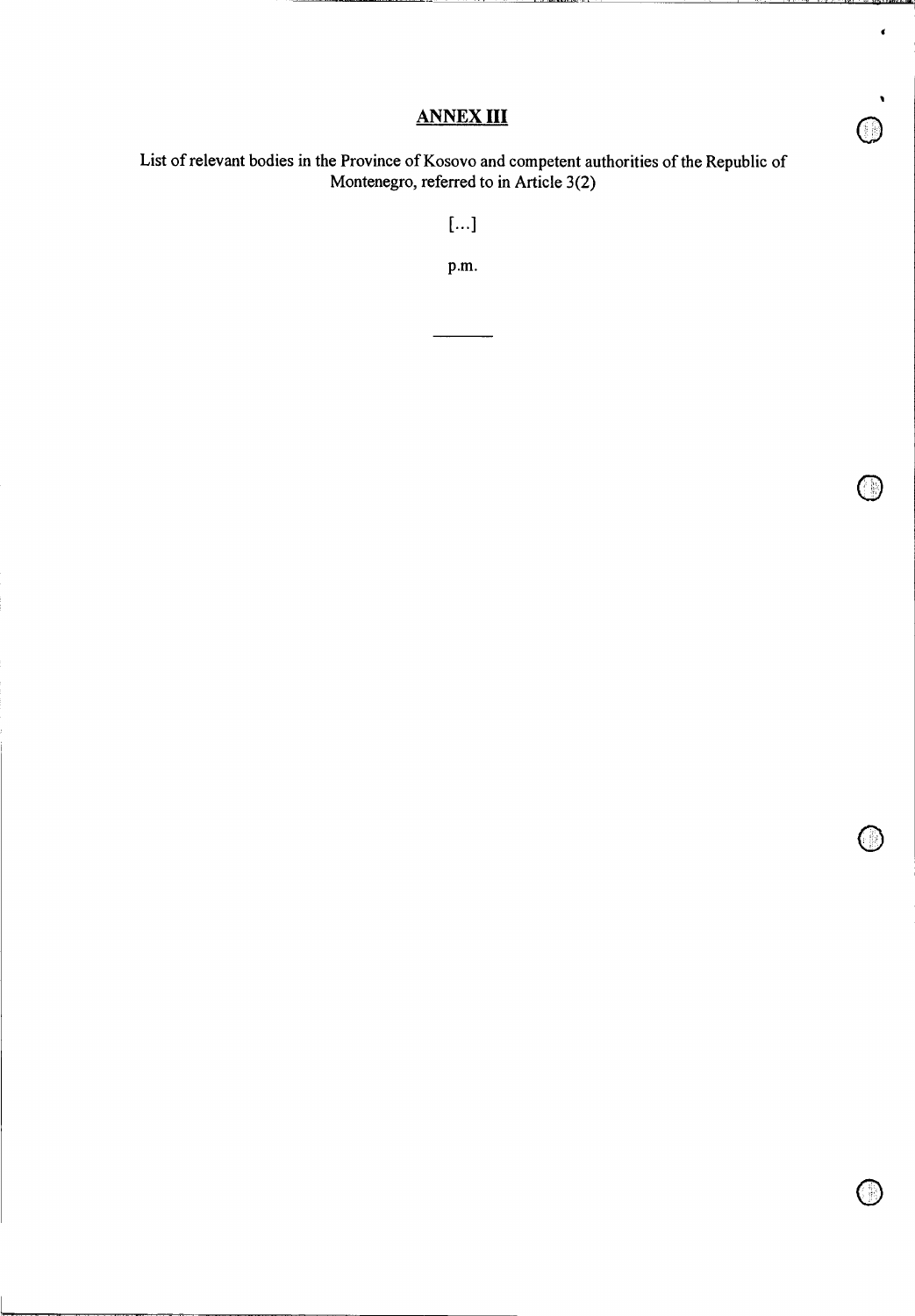## ANNEX III

List of relevant bodies in the Province of Kosovo and competent authorities of the Republic of Montenegro, referred to in Article 3(2)

[...]

p.m.

---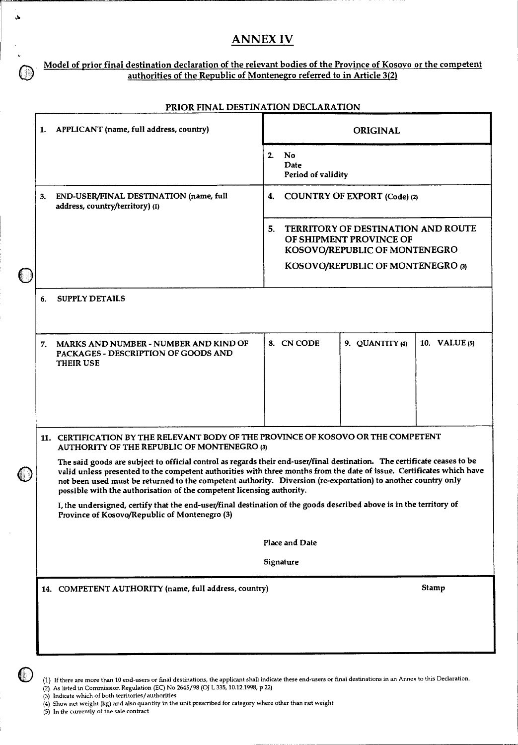# ANNEX IV

Model of prior final destination declaration of the relevant bodies of the Province of Kosovo or the competent authorities of the Republic of Montenegro referred to in Article 3(2)

## PRIOR FINAL DESTINATION DECLARATION

| | | | |
|---|---|---|---|
| 1. APPLICANT (name, full address, country) | ORIGINAL | | |
| | 2. No<br>Date<br>Period of validity | | |
| 3. END-USER/FINAL DESTINATION (name, full address, country/territory) (1) | 4. COUNTRY OF EXPORT (Code) (2) | | |
| | 5. TERRITORY OF DESTINATION AND ROUTE OF SHIPMENT PROVINCE OF KOSOVO/REPUBLIC OF MONTENEGRO<br>KOSOVO/REPUBLIC OF MONTENEGRO (3) | | |
| 6. SUPPLY DETAILS | | | |
| 7. MARKS AND NUMBER - NUMBER AND KIND OF PACKAGES - DESCRIPTION OF GOODS AND THEIR USE | 8. CN CODE | 9. QUANTITY (4) | 10. VALUE (5) |

**11. CERTIFICATION BY THE RELEVANT BODY OF THE PROVINCE OF KOSOVO OR THE COMPETENT AUTHORITY OF THE REPUBLIC OF MONTENEGRO (3)**

**The said goods are subject to official control as regards their end-user/final destination. The certificate ceases to be valid unless presented to the competent authorities with three months from the date of issue. Certificates which have not been used must be returned to the competent authority. Diversion (re-exportation) to another country only possible with the authorisation of the competent licensing authority.**

**I, the undersigned, certify that the end-user/final destination of the goods described above is in the territory of Province of Kosovo/Republic of Montenegro (3)**

Place and Date

Signature

**14. COMPETENT AUTHORITY (name, full address, country)** — Stamp

(1) If there are more than 10 end-users or final destinations, the applicant shall indicate these end-users or final destinations in an Annex to this Declaration.
(2) As listed in Commission Regulation (EC) No 2645/98 (OJ L 335, 10.12.1998, p 22)
(3) Indicate which of both territories/authorities
(4) Show net weight (kg) and also quantity in the unit prescribed for category where other than net weight
(5) In the currently of the sale contract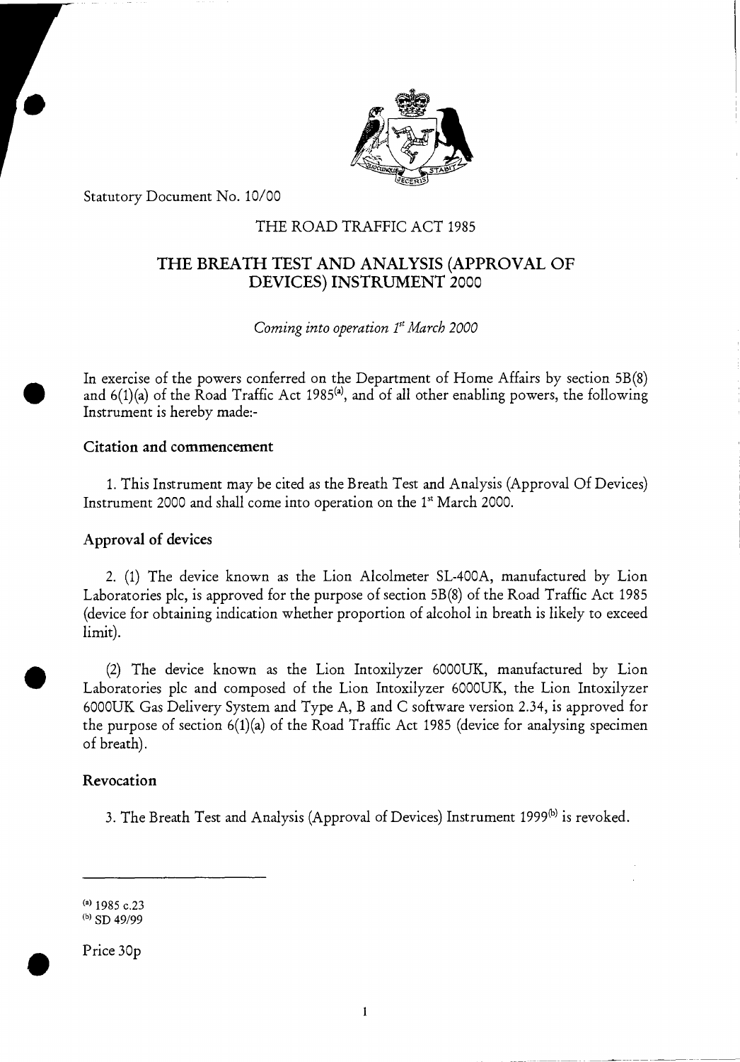Statutory Document No. 10/00

THE ROAD TRAFFIC ACT 1985

# THE BREATH TEST AND ANALYSIS (APPROVAL OF DEVICES) INSTRUMENT 2000

*Coming into operation 1st March 2000*

In exercise of the powers conferred on the Department of Home Affairs by section 5B(8) and 6(1)(a) of the Road Traffic Act 1985[(a)], and of all other enabling powers, the following Instrument is hereby made:-

## Citation and commencement

1. This Instrument may be cited as the Breath Test and Analysis (Approval Of Devices) Instrument 2000 and shall come into operation on the 1st March 2000.

## Approval of devices

2. (1) The device known as the Lion Alcolmeter SL-400A, manufactured by Lion Laboratories plc, is approved for the purpose of section 5B(8) of the Road Traffic Act 1985 (device for obtaining indication whether proportion of alcohol in breath is likely to exceed limit).

(2) The device known as the Lion Intoxilyzer 6000UK, manufactured by Lion Laboratories plc and composed of the Lion Intoxilyzer 6000UK, the Lion Intoxilyzer 6000UK Gas Delivery System and Type A, B and C software version 2.34, is approved for the purpose of section 6(1)(a) of the Road Traffic Act 1985 (device for analysing specimen of breath).

## Revocation

3. The Breath Test and Analysis (Approval of Devices) Instrument 1999[(b)] is revoked.

---

(a) 1985 c.23
(b) SD 49/99

Price 30p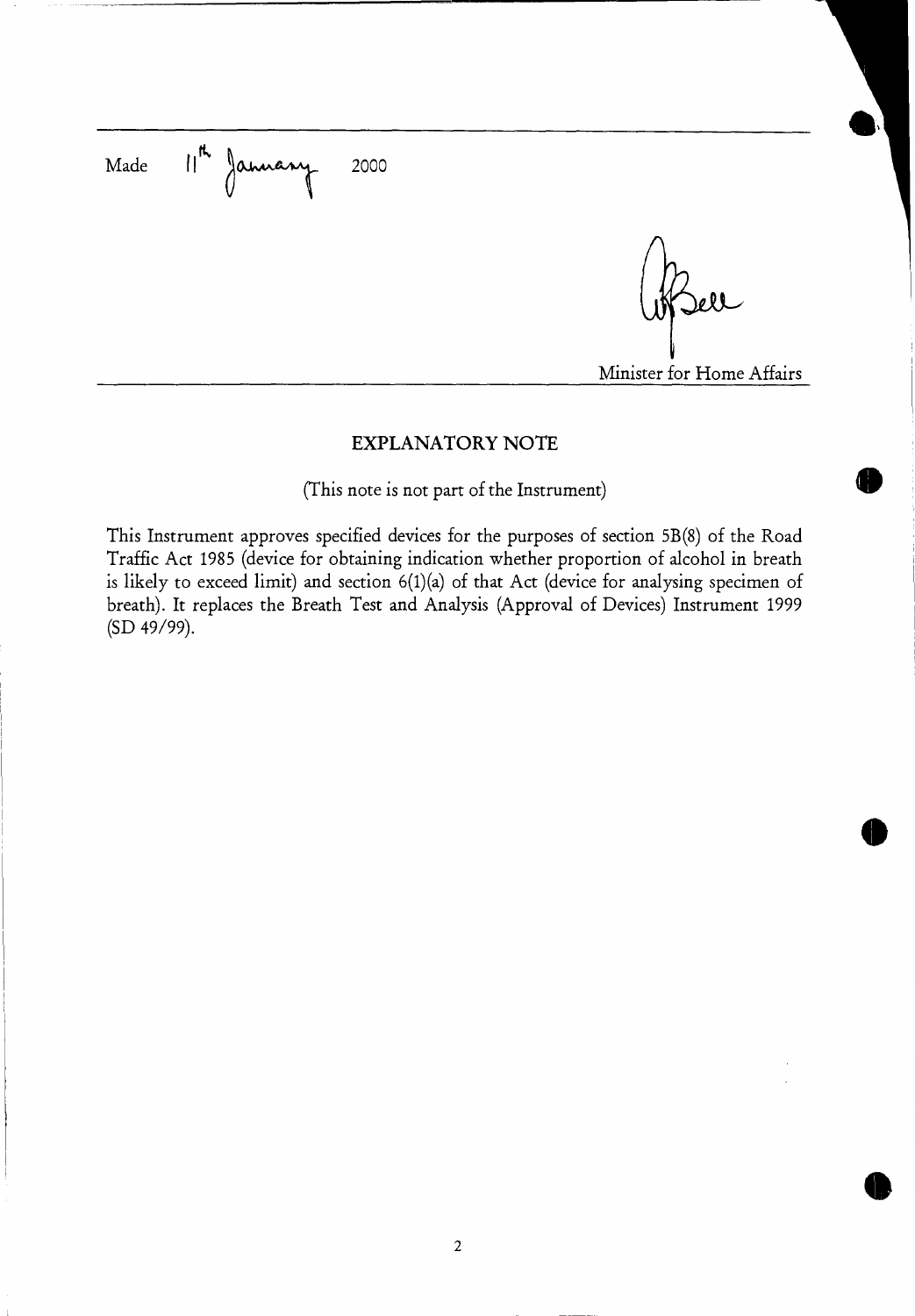Made 11th January 2000

Minister for Home Affairs

## EXPLANATORY NOTE

(This note is not part of the Instrument)

This Instrument approves specified devices for the purposes of section 5B(8) of the Road Traffic Act 1985 (device for obtaining indication whether proportion of alcohol in breath is likely to exceed limit) and section 6(1)(a) of that Act (device for analysing specimen of breath). It replaces the Breath Test and Analysis (Approval of Devices) Instrument 1999 (SD 49/99).